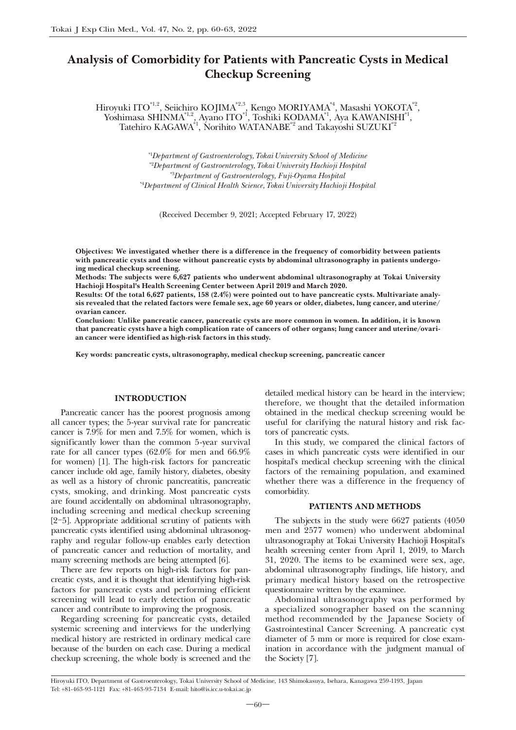# Analysis of Comorbidity for Patients with Pancreatic Cysts in Medical Checkup Screening

Hiroyuki ITO[*1,2], Seiichiro KOJIMA[*2,3], Kengo MORIYAMA[*4], Masashi YOKOTA[*2], Yoshimasa SHINMA[*1,2], Ayano ITO[*1], Toshiki KODAMA[*1], Aya KAWANISHI[*1], Tatehiro KAGAWA[*1], Norihito WATANABE[*2] and Takayoshi SUZUKI[*2]

[*1]*Department of Gastroenterology, Tokai University School of Medicine*
[*2]*Department of Gastroenterology, Tokai University Hachioji Hospital*
[*3]*Department of Gastroenterology, Fuji-Oyama Hospital*
[*4]*Department of Clinical Health Science, Tokai University Hachioji Hospital*

(Received December 9, 2021; Accepted February 17, 2022)

**Objectives: We investigated whether there is a difference in the frequency of comorbidity between patients with pancreatic cysts and those without pancreatic cysts by abdominal ultrasonography in patients undergoing medical checkup screening.**
**Methods: The subjects were 6,627 patients who underwent abdominal ultrasonography at Tokai University Hachioji Hospital's Health Screening Center between April 2019 and March 2020.**
**Results: Of the total 6,627 patients, 158 (2.4%) were pointed out to have pancreatic cysts. Multivariate analysis revealed that the related factors were female sex, age 60 years or older, diabetes, lung cancer, and uterine/ovarian cancer.**
**Conclusion: Unlike pancreatic cancer, pancreatic cysts are more common in women. In addition, it is known that pancreatic cysts have a high complication rate of cancers of other organs; lung cancer and uterine/ovarian cancer were identified as high-risk factors in this study.**

**Key words: pancreatic cysts, ultrasonography, medical checkup screening, pancreatic cancer**

## INTRODUCTION

Pancreatic cancer has the poorest prognosis among all cancer types; the 5-year survival rate for pancreatic cancer is 7.9% for men and 7.5% for women, which is significantly lower than the common 5-year survival rate for all cancer types (62.0% for men and 66.9% for women) [1]. The high-risk factors for pancreatic cancer include old age, family history, diabetes, obesity as well as a history of chronic pancreatitis, pancreatic cysts, smoking, and drinking. Most pancreatic cysts are found accidentally on abdominal ultrasonography, including screening and medical checkup screening [2–5]. Appropriate additional scrutiny of patients with pancreatic cysts identified using abdominal ultrasonography and regular follow-up enables early detection of pancreatic cancer and reduction of mortality, and many screening methods are being attempted [6].

There are few reports on high-risk factors for pancreatic cysts, and it is thought that identifying high-risk factors for pancreatic cysts and performing efficient screening will lead to early detection of pancreatic cancer and contribute to improving the prognosis.

Regarding screening for pancreatic cysts, detailed systemic screening and interviews for the underlying medical history are restricted in ordinary medical care because of the burden on each case. During a medical checkup screening, the whole body is screened and the detailed medical history can be heard in the interview; therefore, we thought that the detailed information obtained in the medical checkup screening would be useful for clarifying the natural history and risk factors of pancreatic cysts.

In this study, we compared the clinical factors of cases in which pancreatic cysts were identified in our hospital's medical checkup screening with the clinical factors of the remaining population, and examined whether there was a difference in the frequency of comorbidity.

## PATIENTS AND METHODS

The subjects in the study were 6627 patients (4050 men and 2577 women) who underwent abdominal ultrasonography at Tokai University Hachioji Hospital's health screening center from April 1, 2019, to March 31, 2020. The items to be examined were sex, age, abdominal ultrasonography findings, life history, and primary medical history based on the retrospective questionnaire written by the examinee.

Abdominal ultrasonography was performed by a specialized sonographer based on the scanning method recommended by the Japanese Society of Gastrointestinal Cancer Screening. A pancreatic cyst diameter of 5 mm or more is required for close examination in accordance with the judgment manual of the Society [7].

Hiroyuki ITO, Department of Gastroenterology, Tokai University School of Medicine, 143 Shimokasuya, Isehara, Kanagawa 259-1193, Japan
Tel: +81-463-93-1121 Fax: +81-463-93-7134 E-mail: hito@is.icc.u-tokai.ac.jp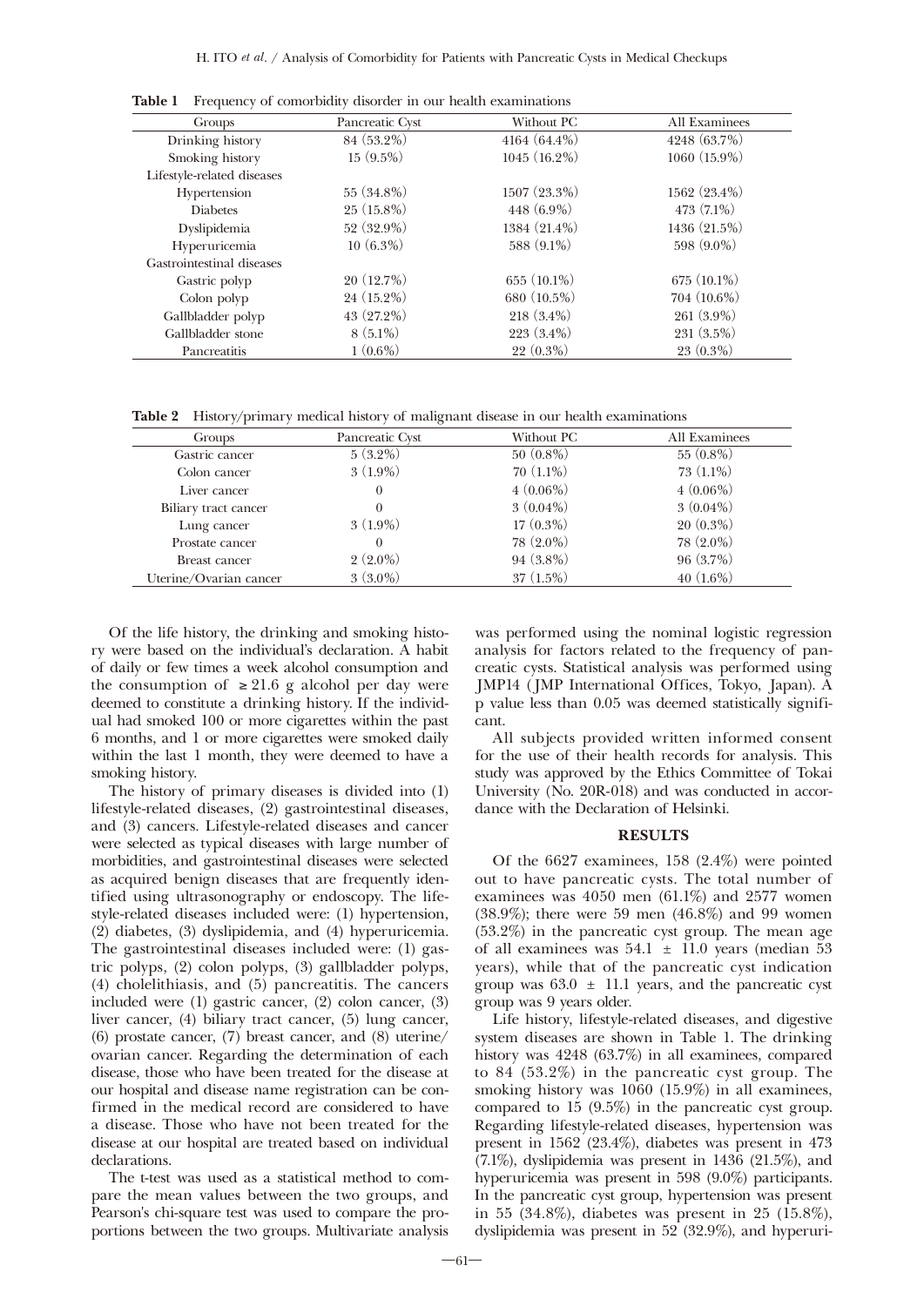**Table 1** Frequency of comorbidity disorder in our health examinations

| Groups | Pancreatic Cyst | Without PC | All Examinees |
|---|---|---|---|
| Drinking history | 84 (53.2%) | 4164 (64.4%) | 4248 (63.7%) |
| Smoking history | 15 (9.5%) | 1045 (16.2%) | 1060 (15.9%) |
| Lifestyle-related diseases | | | |
| Hypertension | 55 (34.8%) | 1507 (23.3%) | 1562 (23.4%) |
| Diabetes | 25 (15.8%) | 448 (6.9%) | 473 (7.1%) |
| Dyslipidemia | 52 (32.9%) | 1384 (21.4%) | 1436 (21.5%) |
| Hyperuricemia | 10 (6.3%) | 588 (9.1%) | 598 (9.0%) |
| Gastrointestinal diseases | | | |
| Gastric polyp | 20 (12.7%) | 655 (10.1%) | 675 (10.1%) |
| Colon polyp | 24 (15.2%) | 680 (10.5%) | 704 (10.6%) |
| Gallbladder polyp | 43 (27.2%) | 218 (3.4%) | 261 (3.9%) |
| Gallbladder stone | 8 (5.1%) | 223 (3.4%) | 231 (3.5%) |
| Pancreatitis | 1 (0.6%) | 22 (0.3%) | 23 (0.3%) |

**Table 2** History/primary medical history of malignant disease in our health examinations

| Groups | Pancreatic Cyst | Without PC | All Examinees |
|---|---|---|---|
| Gastric cancer | 5 (3.2%) | 50 (0.8%) | 55 (0.8%) |
| Colon cancer | 3 (1.9%) | 70 (1.1%) | 73 (1.1%) |
| Liver cancer | 0 | 4 (0.06%) | 4 (0.06%) |
| Biliary tract cancer | 0 | 3 (0.04%) | 3 (0.04%) |
| Lung cancer | 3 (1.9%) | 17 (0.3%) | 20 (0.3%) |
| Prostate cancer | 0 | 78 (2.0%) | 78 (2.0%) |
| Breast cancer | 2 (2.0%) | 94 (3.8%) | 96 (3.7%) |
| Uterine/Ovarian cancer | 3 (3.0%) | 37 (1.5%) | 40 (1.6%) |

Of the life history, the drinking and smoking history were based on the individual's declaration. A habit of daily or few times a week alcohol consumption and the consumption of $\geq 21.6$ g alcohol per day were deemed to constitute a drinking history. If the individual had smoked 100 or more cigarettes within the past 6 months, and 1 or more cigarettes were smoked daily within the last 1 month, they were deemed to have a smoking history.

The history of primary diseases is divided into (1) lifestyle-related diseases, (2) gastrointestinal diseases, and (3) cancers. Lifestyle-related diseases and cancer were selected as typical diseases with large number of morbidities, and gastrointestinal diseases were selected as acquired benign diseases that are frequently identified using ultrasonography or endoscopy. The lifestyle-related diseases included were: (1) hypertension, (2) diabetes, (3) dyslipidemia, and (4) hyperuricemia. The gastrointestinal diseases included were: (1) gastric polyps, (2) colon polyps, (3) gallbladder polyps, (4) cholelithiasis, and (5) pancreatitis. The cancers included were (1) gastric cancer, (2) colon cancer, (3) liver cancer, (4) biliary tract cancer, (5) lung cancer, (6) prostate cancer, (7) breast cancer, and (8) uterine/ovarian cancer. Regarding the determination of each disease, those who have been treated for the disease at our hospital and disease name registration can be confirmed in the medical record are considered to have a disease. Those who have not been treated for the disease at our hospital are treated based on individual declarations.

The t-test was used as a statistical method to compare the mean values between the two groups, and Pearson's chi-square test was used to compare the proportions between the two groups. Multivariate analysis was performed using the nominal logistic regression analysis for factors related to the frequency of pancreatic cysts. Statistical analysis was performed using JMP14 (JMP International Offices, Tokyo, Japan). A p value less than 0.05 was deemed statistically significant.

All subjects provided written informed consent for the use of their health records for analysis. This study was approved by the Ethics Committee of Tokai University (No. 20R-018) and was conducted in accordance with the Declaration of Helsinki.

## RESULTS

Of the 6627 examinees, 158 (2.4%) were pointed out to have pancreatic cysts. The total number of examinees was 4050 men (61.1%) and 2577 women (38.9%); there were 59 men (46.8%) and 99 women (53.2%) in the pancreatic cyst group. The mean age of all examinees was $54.1 \pm 11.0$ years (median 53 years), while that of the pancreatic cyst indication group was $63.0 \pm 11.1$ years, and the pancreatic cyst group was 9 years older.

Life history, lifestyle-related diseases, and digestive system diseases are shown in Table 1. The drinking history was 4248 (63.7%) in all examinees, compared to 84 (53.2%) in the pancreatic cyst group. The smoking history was 1060 (15.9%) in all examinees, compared to 15 (9.5%) in the pancreatic cyst group. Regarding lifestyle-related diseases, hypertension was present in 1562 (23.4%), diabetes was present in 473 (7.1%), dyslipidemia was present in 1436 (21.5%), and hyperuricemia was present in 598 (9.0%) participants. In the pancreatic cyst group, hypertension was present in 55 (34.8%), diabetes was present in 25 (15.8%), dyslipidemia was present in 52 (32.9%), and hyperuri-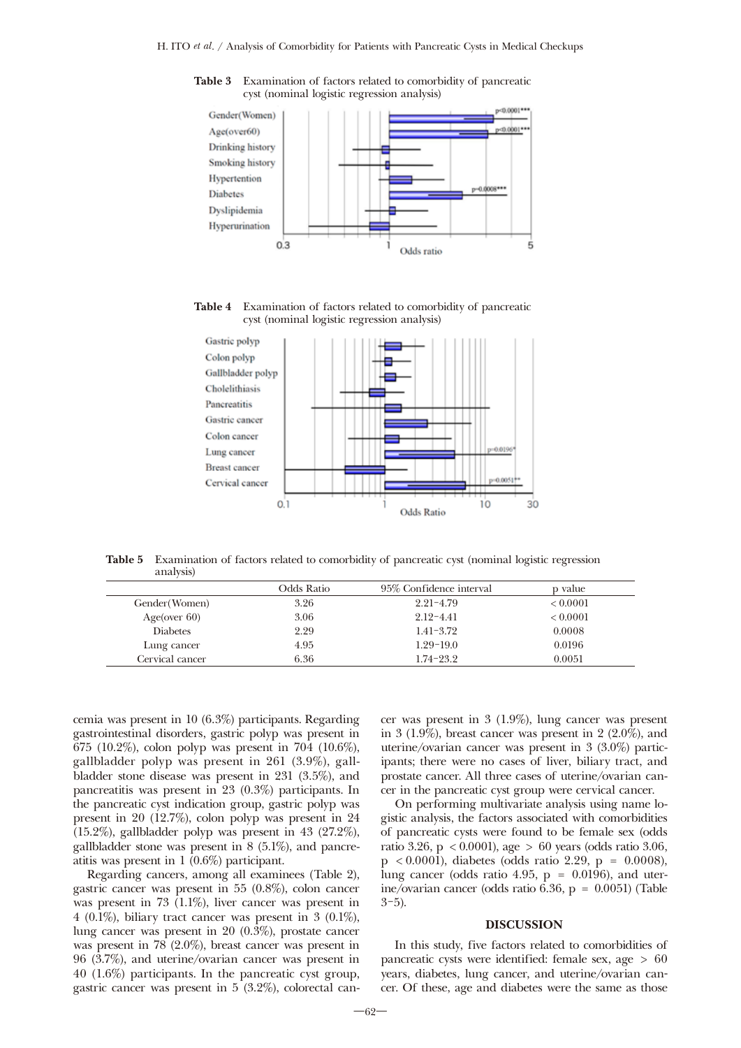**Table 3** Examination of factors related to comorbidity of pancreatic cyst (nominal logistic regression analysis)

**Table 4** Examination of factors related to comorbidity of pancreatic cyst (nominal logistic regression analysis)

**Table 5** Examination of factors related to comorbidity of pancreatic cyst (nominal logistic regression analysis)

| | Odds Ratio | 95% Confidence interval | p value |
|---|---|---|---|
| Gender(Women) | 3.26 | 2.21–4.79 | < 0.0001 |
| Age(over 60) | 3.06 | 2.12–4.41 | < 0.0001 |
| Diabetes | 2.29 | 1.41–3.72 | 0.0008 |
| Lung cancer | 4.95 | 1.29–19.0 | 0.0196 |
| Cervical cancer | 6.36 | 1.74–23.2 | 0.0051 |

cemia was present in 10 (6.3%) participants. Regarding gastrointestinal disorders, gastric polyp was present in 675 (10.2%), colon polyp was present in 704 (10.6%), gallbladder polyp was present in 261 (3.9%), gallbladder stone disease was present in 231 (3.5%), and pancreatitis was present in 23 (0.3%) participants. In the pancreatic cyst indication group, gastric polyp was present in 20 (12.7%), colon polyp was present in 24 (15.2%), gallbladder polyp was present in 43 (27.2%), gallbladder stone was present in 8 (5.1%), and pancreatitis was present in 1 (0.6%) participant.

Regarding cancers, among all examinees (Table 2), gastric cancer was present in 55 (0.8%), colon cancer was present in 73 (1.1%), liver cancer was present in 4 (0.1%), biliary tract cancer was present in 3 (0.1%), lung cancer was present in 20 (0.3%), prostate cancer was present in 78 (2.0%), breast cancer was present in 96 (3.7%), and uterine/ovarian cancer was present in 40 (1.6%) participants. In the pancreatic cyst group, gastric cancer was present in 5 (3.2%), colorectal cancer was present in 3 (1.9%), lung cancer was present in 3 (1.9%), breast cancer was present in 2 (2.0%), and uterine/ovarian cancer was present in 3 (3.0%) participants; there were no cases of liver, biliary tract, and prostate cancer. All three cases of uterine/ovarian cancer in the pancreatic cyst group were cervical cancer.

On performing multivariate analysis using name logistic analysis, the factors associated with comorbidities of pancreatic cysts were found to be female sex (odds ratio 3.26, $p < 0.0001$), age $> 60$ years (odds ratio 3.06, $p < 0.0001$), diabetes (odds ratio 2.29, $p = 0.0008$), lung cancer (odds ratio 4.95, $p = 0.0196$), and uterine/ovarian cancer (odds ratio 6.36, $p = 0.0051$) (Table 3–5).

## DISCUSSION

In this study, five factors related to comorbidities of pancreatic cysts were identified: female sex, age $> 60$ years, diabetes, lung cancer, and uterine/ovarian cancer. Of these, age and diabetes were the same as those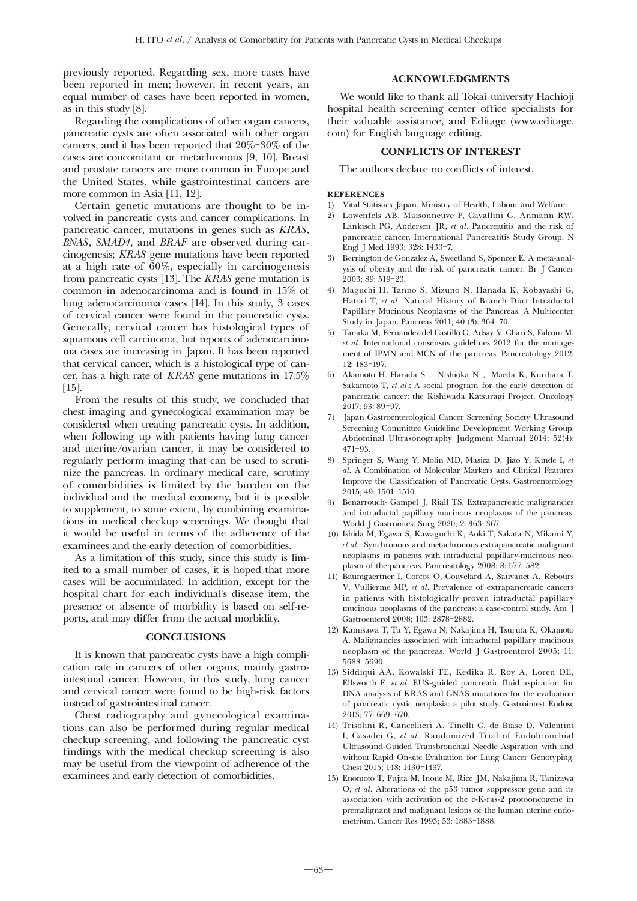previously reported. Regarding sex, more cases have been reported in men; however, in recent years, an equal number of cases have been reported in women, as in this study [8].

Regarding the complications of other organ cancers, pancreatic cysts are often associated with other organ cancers, and it has been reported that 20%–30% of the cases are concomitant or metachronous [9, 10]. Breast and prostate cancers are more common in Europe and the United States, while gastrointestinal cancers are more common in Asia [11, 12].

Certain genetic mutations are thought to be involved in pancreatic cysts and cancer complications. In pancreatic cancer, mutations in genes such as *KRAS*, *BNAS*, *SMAD4*, and *BRAF* are observed during carcinogenesis; *KRAS* gene mutations have been reported at a high rate of 60%, especially in carcinogenesis from pancreatic cysts [13]. The *KRAS* gene mutation is common in adenocarcinoma and is found in 15% of lung adenocarcinoma cases [14]. In this study, 3 cases of cervical cancer were found in the pancreatic cysts. Generally, cervical cancer has histological types of squamous cell carcinoma, but reports of adenocarcinoma cases are increasing in Japan. It has been reported that cervical cancer, which is a histological type of cancer, has a high rate of *KRAS* gene mutations in 17.5% [15].

From the results of this study, we concluded that chest imaging and gynecological examination may be considered when treating pancreatic cysts. In addition, when following up with patients having lung cancer and uterine/ovarian cancer, it may be considered to regularly perform imaging that can be used to scrutinize the pancreas. In ordinary medical care, scrutiny of comorbidities is limited by the burden on the individual and the medical economy, but it is possible to supplement, to some extent, by combining examinations in medical checkup screenings. We thought that it would be useful in terms of the adherence of the examinees and the early detection of comorbidities.

As a limitation of this study, since this study is limited to a small number of cases, it is hoped that more cases will be accumulated. In addition, except for the hospital chart for each individual's disease item, the presence or absence of morbidity is based on self-reports, and may differ from the actual morbidity.

## CONCLUSIONS

It is known that pancreatic cysts have a high complication rate in cancers of other organs, mainly gastrointestinal cancer. However, in this study, lung cancer and cervical cancer were found to be high-risk factors instead of gastrointestinal cancer.

Chest radiography and gynecological examinations can also be performed during regular medical checkup screening, and following the pancreatic cyst findings with the medical checkup screening is also may be useful from the viewpoint of adherence of the examinees and early detection of comorbidities.

## ACKNOWLEDGMENTS

We would like to thank all Tokai university Hachioji hospital health screening center office specialists for their valuable assistance, and Editage (www.editage.com) for English language editing.

## CONFLICTS OF INTEREST

The authors declare no conflicts of interest.

### REFERENCES

1) Vital Statistics Japan, Ministry of Health, Labour and Welfare.
2) Lowenfels AB, Maisonneuve P, Cavallini G, Anmann RW, Lankisch PG, Andersen JR, *et al.* Pancreatitis and the risk of pancreatic cancer. International Pancreatitis Study Group. N Engl J Med 1993; 328: 1433–7.
3) Berrington de Gonzalez A, Sweetland S, Spencer E. A meta-analysis of obesity and the risk of pancreatic cancer. Br J Cancer 2003; 89: 519–23.
4) Maguchi H, Tanno S, Mizuno N, Hanada K, Kobayashi G, Hatori T, *et al.* Natural History of Branch Duct Intraductal Papillary Mucinous Neoplasms of the Pancreas. A Multicenter Study in Japan. Pancreas 2011; 40 (3): 364–70.
5) Tanaka M, Fernandez-del Castillo C, Adsay V, Chari S, Falconi M, *et al.* International consensus guidelines 2012 for the management of IPMN and MCN of the pancreas. Pancreatology 2012; 12: 183–197.
6) Akamoto H. Harada S , Nishioka N , Maeda K, Kurihara T, Sakamoto T, *et al.*: A social program for the early detection of pancreatic cancer: the Kishiwada Katsuragi Project. Oncology 2017; 93: 89–97.
7) Japan Gastroenterological Cancer Screening Society Ultrasound Screening Committee Guideline Development Working Group. Abdominal Ultrasonography Judgment Manual 2014; 52(4): 471–93.
8) Springer S, Wang Y, Molin MD, Masica D, Jiao Y, Kinde I, *et al.* A Combination of Molecular Markers and Clinical Features Improve the Classification of Pancreatic Cysts. Gastroenterology 2015; 49: 1501–1510.
9) Benarrouch- Gampel J, Riall TS. Extrapancreatic malignancies and intraductal papillary mucinous neoplasms of the pancreas. World J Gastrointest Surg 2020; 2: 363–367.
10) Ishida M, Egawa S, Kawaguchi K, Aoki T, Sakata N, Mikami Y, *et al.* Synchronous and metachronous extrapancreatic malignant neoplasms in patients with intraductal papillary-mucinous neoplasm of the pancreas. Pancreatology 2008; 8: 577–582.
11) Baumgaertner I, Corcos O, Couvelard A, Sauvanet A, Rebours V, Vullierme MP, *et al.* Prevalence of extrapancreatic cancers in patients with histologically proven intraductal papillary mucinous neoplasms of the pancreas: a case-control study. Am J Gastroenterol 2008; 103: 2878–2882.
12) Kamisawa T, Tu Y, Egawa N, Nakajima H, Tsuruta K, Okamoto A. Malignancies associated with intraductal papillary mucinous neoplasm of the pancreas. World J Gastroenterol 2005; 11: 5688–5690.
13) Siddiqui AA, Kowalski TE, Kedika R, Roy A, Loren DE, Ellsworth E, *et al.* EUS-guided pancreatic fluid aspiration for DNA analysis of KRAS and GNAS mutations for the evaluation of pancreatic cystic neoplasia: a pilot study. Gastrointest Endosc 2013; 77: 669–670.
14) Trisolini R, Cancellieri A, Tinelli C, de Biase D, Valentini I, Casadei G, *et al.* Randomized Trial of Endobronchial Ultrasound-Guided Transbronchial Needle Aspiration with and without Rapid On-site Evaluation for Lung Cancer Genotyping. Chest 2015; 148: 1430–1437.
15) Enomoto T, Fujita M, Inoue M, Rice JM, Nakajima R, Tanizawa O, *et al.* Alterations of the p53 tumor suppressor gene and its association with activation of the c-K-ras-2 protooncogene in premalignant and malignant lesions of the human uterine endometrium. Cancer Res 1993; 53: 1883–1888.